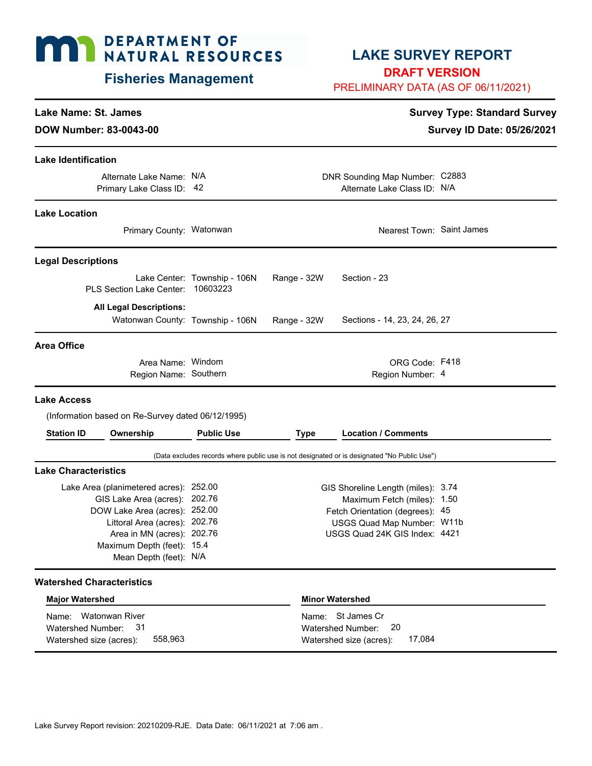# DEPARTMENT OF NATURAL RESOURCES

## Fisheries Management

# LAKE SURVEY REPORT

**DRAFT VERSION**

PRELIMINARY DATA (AS OF 06/11/2021)

**Lake Name: St. James**

**DOW Number: 83-0043-00**

**Survey Type: Standard Survey**

**Survey ID Date: 05/26/2021**

### Lake Identification

Alternate Lake Name: N/A
Primary Lake Class ID: 42
DNR Sounding Map Number: C2883
Alternate Lake Class ID: N/A

### Lake Location

Primary County: Watonwan
Nearest Town: Saint James

### Legal Descriptions

Lake Center: Township - 106N Range - 32W Section - 23
PLS Section Lake Center: 10603223

**All Legal Descriptions:**
Watonwan County: Township - 106N Range - 32W Sections - 14, 23, 24, 26, 27

### Area Office

Area Name: Windom
Region Name: Southern
ORG Code: F418
Region Number: 4

### Lake Access

(Information based on Re-Survey dated 06/12/1995)

| Station ID | Ownership | Public Use | Type | Location / Comments |
|---|---|---|---|---|

(Data excludes records where public use is not designated or is designated "No Public Use")

### Lake Characteristics

Lake Area (planimetered acres): 252.00
GIS Lake Area (acres): 202.76
DOW Lake Area (acres): 252.00
Littoral Area (acres): 202.76
Area in MN (acres): 202.76
Maximum Depth (feet): 15.4
Mean Depth (feet): N/A

GIS Shoreline Length (miles): 3.74
Maximum Fetch (miles): 1.50
Fetch Orientation (degrees): 45
USGS Quad Map Number: W11b
USGS Quad 24K GIS Index: 4421

### Watershed Characteristics

**Major Watershed**

Name: Watonwan River
Watershed Number: 31
Watershed size (acres): 558,963

**Minor Watershed**

Name: St James Cr
Watershed Number: 20
Watershed size (acres): 17,084

Lake Survey Report revision: 20210209-RJE. Data Date: 06/11/2021 at 7:06 am .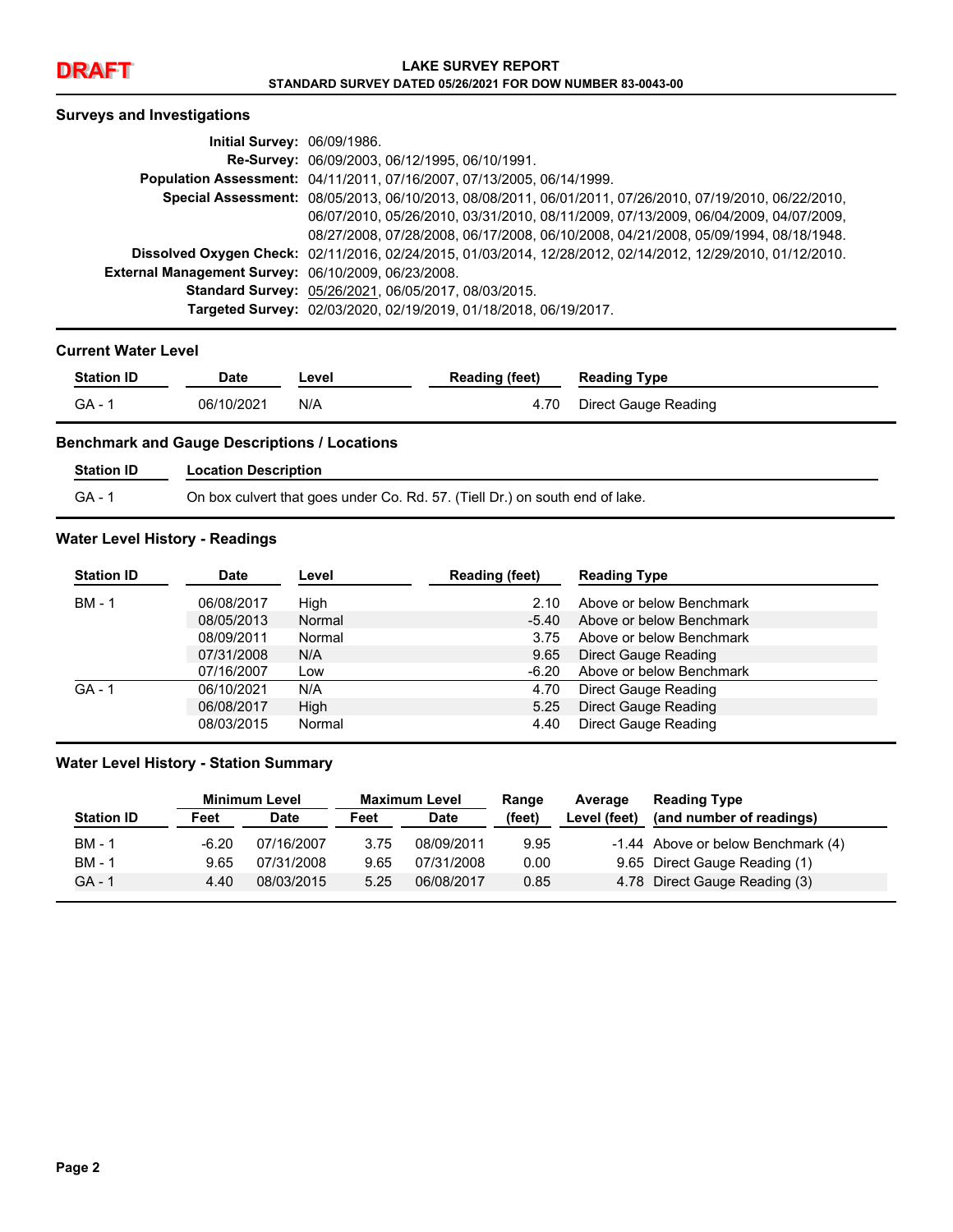DRAFT

**LAKE SURVEY REPORT**
**STANDARD SURVEY DATED 05/26/2021 FOR DOW NUMBER 83-0043-00**

## Surveys and Investigations

**Initial Survey:** 06/09/1986.
**Re-Survey:** 06/09/2003, 06/12/1995, 06/10/1991.
**Population Assessment:** 04/11/2011, 07/16/2007, 07/13/2005, 06/14/1999.
**Special Assessment:** 08/05/2013, 06/10/2013, 08/08/2011, 06/01/2011, 07/26/2010, 07/19/2010, 06/22/2010, 06/07/2010, 05/26/2010, 03/31/2010, 08/11/2009, 07/13/2009, 06/04/2009, 04/07/2009, 08/27/2008, 07/28/2008, 06/17/2008, 06/10/2008, 04/21/2008, 05/09/1994, 08/18/1948.
**Dissolved Oxygen Check:** 02/11/2016, 02/24/2015, 01/03/2014, 12/28/2012, 02/14/2012, 12/29/2010, 01/12/2010.
**External Management Survey:** 06/10/2009, 06/23/2008.
**Standard Survey:** 05/26/2021, 06/05/2017, 08/03/2015.
**Targeted Survey:** 02/03/2020, 02/19/2019, 01/18/2018, 06/19/2017.

## Current Water Level

| Station ID | Date | Level | Reading (feet) | Reading Type |
|---|---|---|---|---|
| GA - 1 | 06/10/2021 | N/A | 4.70 | Direct Gauge Reading |

## Benchmark and Gauge Descriptions / Locations

| Station ID | Location Description |
|---|---|
| GA - 1 | On box culvert that goes under Co. Rd. 57. (Tiell Dr.) on south end of lake. |

## Water Level History - Readings

| Station ID | Date | Level | Reading (feet) | Reading Type |
|---|---|---|---|---|
| BM - 1 | 06/08/2017 | High | 2.10 | Above or below Benchmark |
| | 08/05/2013 | Normal | -5.40 | Above or below Benchmark |
| | 08/09/2011 | Normal | 3.75 | Above or below Benchmark |
| | 07/31/2008 | N/A | 9.65 | Direct Gauge Reading |
| | 07/16/2007 | Low | -6.20 | Above or below Benchmark |
| GA - 1 | 06/10/2021 | N/A | 4.70 | Direct Gauge Reading |
| | 06/08/2017 | High | 5.25 | Direct Gauge Reading |
| | 08/03/2015 | Normal | 4.40 | Direct Gauge Reading |

## Water Level History - Station Summary

| | Minimum Level | | Maximum Level | | Range | Average | Reading Type |
|---|---|---|---|---|---|---|---|
| Station ID | Feet | Date | Feet | Date | (feet) | Level (feet) | (and number of readings) |
| BM - 1 | -6.20 | 07/16/2007 | 3.75 | 08/09/2011 | 9.95 | -1.44 | Above or below Benchmark (4) |
| BM - 1 | 9.65 | 07/31/2008 | 9.65 | 07/31/2008 | 0.00 | 9.65 | Direct Gauge Reading (1) |
| GA - 1 | 4.40 | 08/03/2015 | 5.25 | 06/08/2017 | 0.85 | 4.78 | Direct Gauge Reading (3) |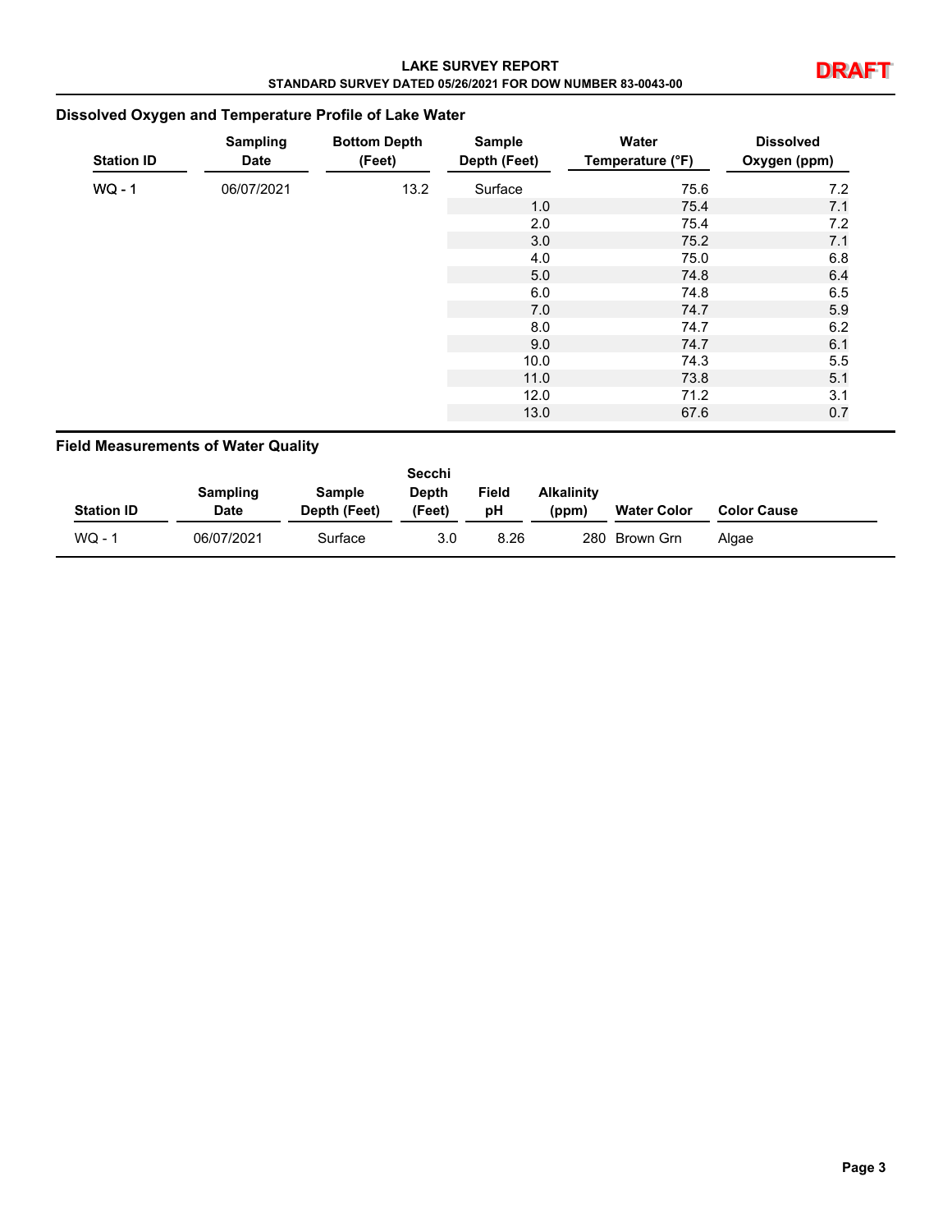## Dissolved Oxygen and Temperature Profile of Lake Water

| Station ID | Sampling Date | Bottom Depth (Feet) | Sample Depth (Feet) | Water Temperature (°F) | Dissolved Oxygen (ppm) |
|---|---|---|---|---|---|
| WQ - 1 | 06/07/2021 | 13.2 | Surface | 75.6 | 7.2 |
| | | | 1.0 | 75.4 | 7.1 |
| | | | 2.0 | 75.4 | 7.2 |
| | | | 3.0 | 75.2 | 7.1 |
| | | | 4.0 | 75.0 | 6.8 |
| | | | 5.0 | 74.8 | 6.4 |
| | | | 6.0 | 74.8 | 6.5 |
| | | | 7.0 | 74.7 | 5.9 |
| | | | 8.0 | 74.7 | 6.2 |
| | | | 9.0 | 74.7 | 6.1 |
| | | | 10.0 | 74.3 | 5.5 |
| | | | 11.0 | 73.8 | 5.1 |
| | | | 12.0 | 71.2 | 3.1 |
| | | | 13.0 | 67.6 | 0.7 |

## Field Measurements of Water Quality

| Station ID | Sampling Date | Sample Depth (Feet) | Secchi Depth (Feet) | Field pH | Alkalinity (ppm) | Water Color | Color Cause |
|---|---|---|---|---|---|---|---|
| WQ - 1 | 06/07/2021 | Surface | 3.0 | 8.26 | 280 | Brown Grn | Algae |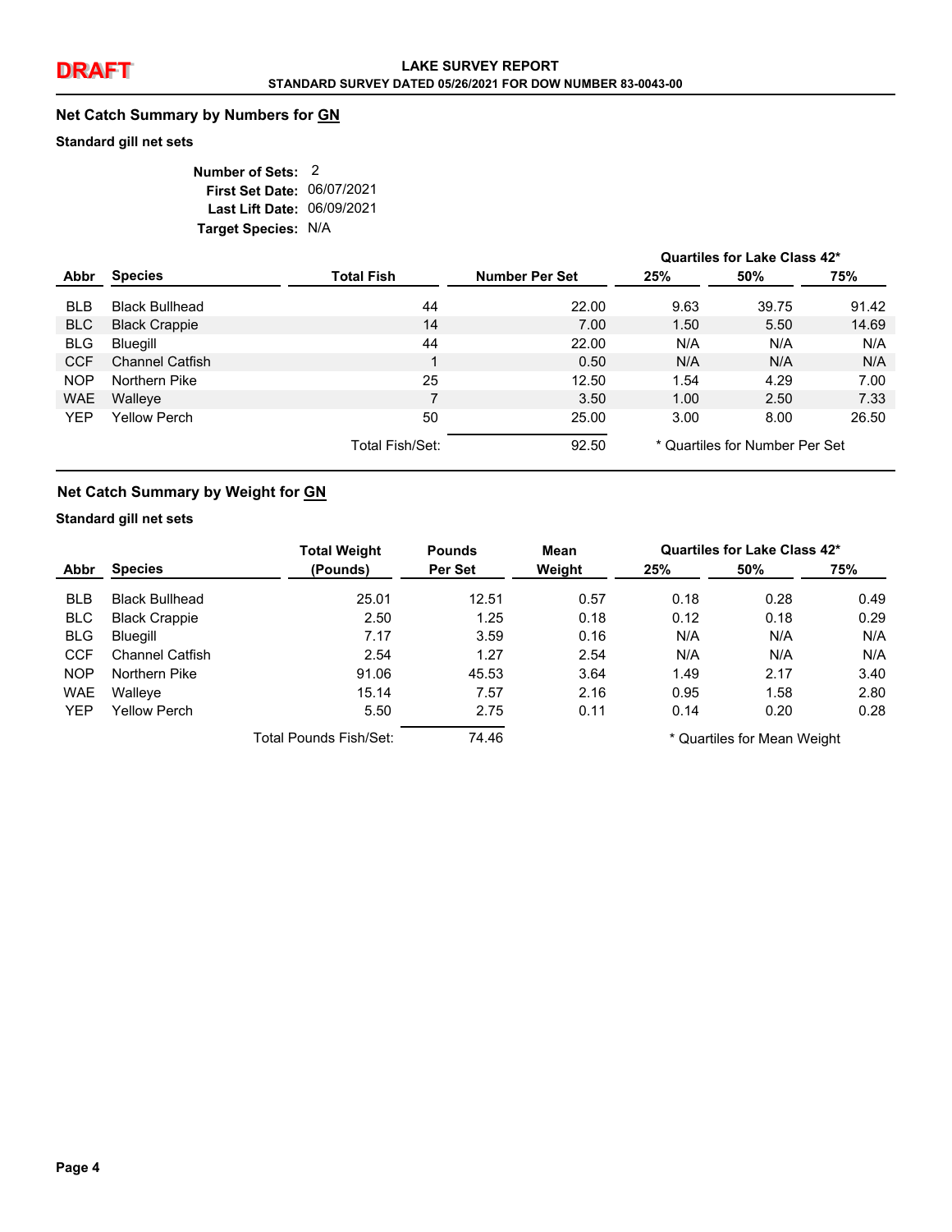## Net Catch Summary by Numbers for GN

**Standard gill net sets**

**Number of Sets:** 2
**First Set Date:** 06/07/2021
**Last Lift Date:** 06/09/2021
**Target Species:** N/A

| Abbr | Species | Total Fish | Number Per Set | Quartiles for Lake Class 42* 25% | 50% | 75% |
|---|---|---|---|---|---|---|
| BLB | Black Bullhead | 44 | 22.00 | 9.63 | 39.75 | 91.42 |
| BLC | Black Crappie | 14 | 7.00 | 1.50 | 5.50 | 14.69 |
| BLG | Bluegill | 44 | 22.00 | N/A | N/A | N/A |
| CCF | Channel Catfish | 1 | 0.50 | N/A | N/A | N/A |
| NOP | Northern Pike | 25 | 12.50 | 1.54 | 4.29 | 7.00 |
| WAE | Walleye | 7 | 3.50 | 1.00 | 2.50 | 7.33 |
| YEP | Yellow Perch | 50 | 25.00 | 3.00 | 8.00 | 26.50 |
| | | Total Fish/Set: | 92.50 | | | |

\* Quartiles for Number Per Set

## Net Catch Summary by Weight for GN

**Standard gill net sets**

| Abbr | Species | Total Weight (Pounds) | Pounds Per Set | Mean Weight | Quartiles for Lake Class 42* 25% | 50% | 75% |
|---|---|---|---|---|---|---|---|
| BLB | Black Bullhead | 25.01 | 12.51 | 0.57 | 0.18 | 0.28 | 0.49 |
| BLC | Black Crappie | 2.50 | 1.25 | 0.18 | 0.12 | 0.18 | 0.29 |
| BLG | Bluegill | 7.17 | 3.59 | 0.16 | N/A | N/A | N/A |
| CCF | Channel Catfish | 2.54 | 1.27 | 2.54 | N/A | N/A | N/A |
| NOP | Northern Pike | 91.06 | 45.53 | 3.64 | 1.49 | 2.17 | 3.40 |
| WAE | Walleye | 15.14 | 7.57 | 2.16 | 0.95 | 1.58 | 2.80 |
| YEP | Yellow Perch | 5.50 | 2.75 | 0.11 | 0.14 | 0.20 | 0.28 |
| | | Total Pounds Fish/Set: | 74.46 | | | | |

\* Quartiles for Mean Weight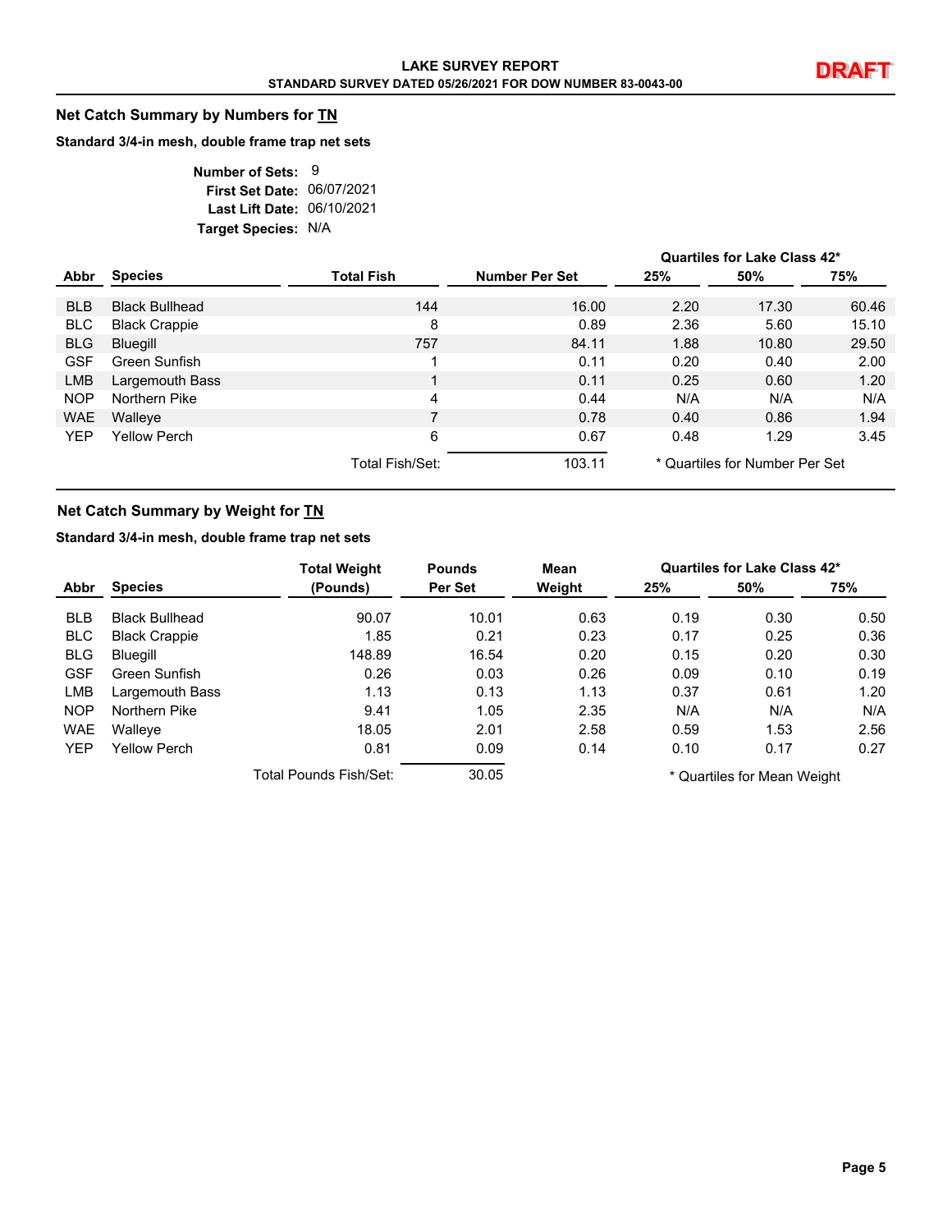## Net Catch Summary by Numbers for TN

**Standard 3/4-in mesh, double frame trap net sets**

**Number of Sets:** 9
**First Set Date:** 06/07/2021
**Last Lift Date:** 06/10/2021
**Target Species:** N/A

| Abbr | Species | Total Fish | Number Per Set | Quartiles for Lake Class 42* 25% | 50% | 75% |
|---|---|---|---|---|---|---|
| BLB | Black Bullhead | 144 | 16.00 | 2.20 | 17.30 | 60.46 |
| BLC | Black Crappie | 8 | 0.89 | 2.36 | 5.60 | 15.10 |
| BLG | Bluegill | 757 | 84.11 | 1.88 | 10.80 | 29.50 |
| GSF | Green Sunfish | 1 | 0.11 | 0.20 | 0.40 | 2.00 |
| LMB | Largemouth Bass | 1 | 0.11 | 0.25 | 0.60 | 1.20 |
| NOP | Northern Pike | 4 | 0.44 | N/A | N/A | N/A |
| WAE | Walleye | 7 | 0.78 | 0.40 | 0.86 | 1.94 |
| YEP | Yellow Perch | 6 | 0.67 | 0.48 | 1.29 | 3.45 |
| | | Total Fish/Set: | 103.11 | | | |

\* Quartiles for Number Per Set

## Net Catch Summary by Weight for TN

**Standard 3/4-in mesh, double frame trap net sets**

| Abbr | Species | Total Weight (Pounds) | Pounds Per Set | Mean Weight | Quartiles for Lake Class 42* 25% | 50% | 75% |
|---|---|---|---|---|---|---|---|
| BLB | Black Bullhead | 90.07 | 10.01 | 0.63 | 0.19 | 0.30 | 0.50 |
| BLC | Black Crappie | 1.85 | 0.21 | 0.23 | 0.17 | 0.25 | 0.36 |
| BLG | Bluegill | 148.89 | 16.54 | 0.20 | 0.15 | 0.20 | 0.30 |
| GSF | Green Sunfish | 0.26 | 0.03 | 0.26 | 0.09 | 0.10 | 0.19 |
| LMB | Largemouth Bass | 1.13 | 0.13 | 1.13 | 0.37 | 0.61 | 1.20 |
| NOP | Northern Pike | 9.41 | 1.05 | 2.35 | N/A | N/A | N/A |
| WAE | Walleye | 18.05 | 2.01 | 2.58 | 0.59 | 1.53 | 2.56 |
| YEP | Yellow Perch | 0.81 | 0.09 | 0.14 | 0.10 | 0.17 | 0.27 |
| | | Total Pounds Fish/Set: | 30.05 | | | | |

\* Quartiles for Mean Weight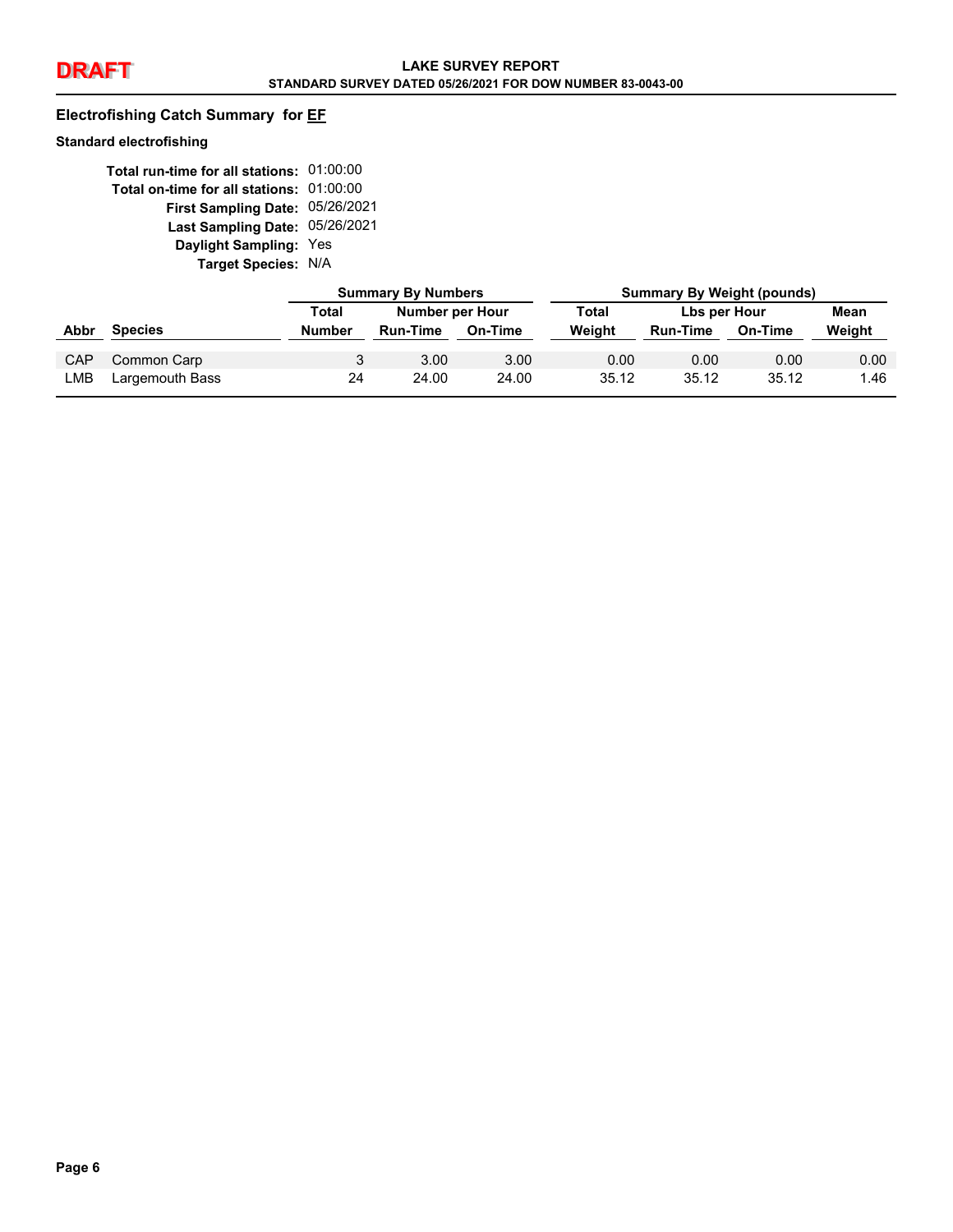**DRAFT**

**LAKE SURVEY REPORT**
**STANDARD SURVEY DATED 05/26/2021 FOR DOW NUMBER 83-0043-00**

## Electrofishing Catch Summary for EF

### Standard electrofishing

**Total run-time for all stations:** 01:00:00
**Total on-time for all stations:** 01:00:00
**First Sampling Date:** 05/26/2021
**Last Sampling Date:** 05/26/2021
**Daylight Sampling:** Yes
**Target Species:** N/A

| | | Summary By Numbers | | | Summary By Weight (pounds) | | | |
|---|---|---|---|---|---|---|---|---|
| | | Total | Number per Hour | | Total | Lbs per Hour | | Mean |
| Abbr | Species | Number | Run-Time | On-Time | Weight | Run-Time | On-Time | Weight |
| CAP | Common Carp | 3 | 3.00 | 3.00 | 0.00 | 0.00 | 0.00 | 0.00 |
| LMB | Largemouth Bass | 24 | 24.00 | 24.00 | 35.12 | 35.12 | 35.12 | 1.46 |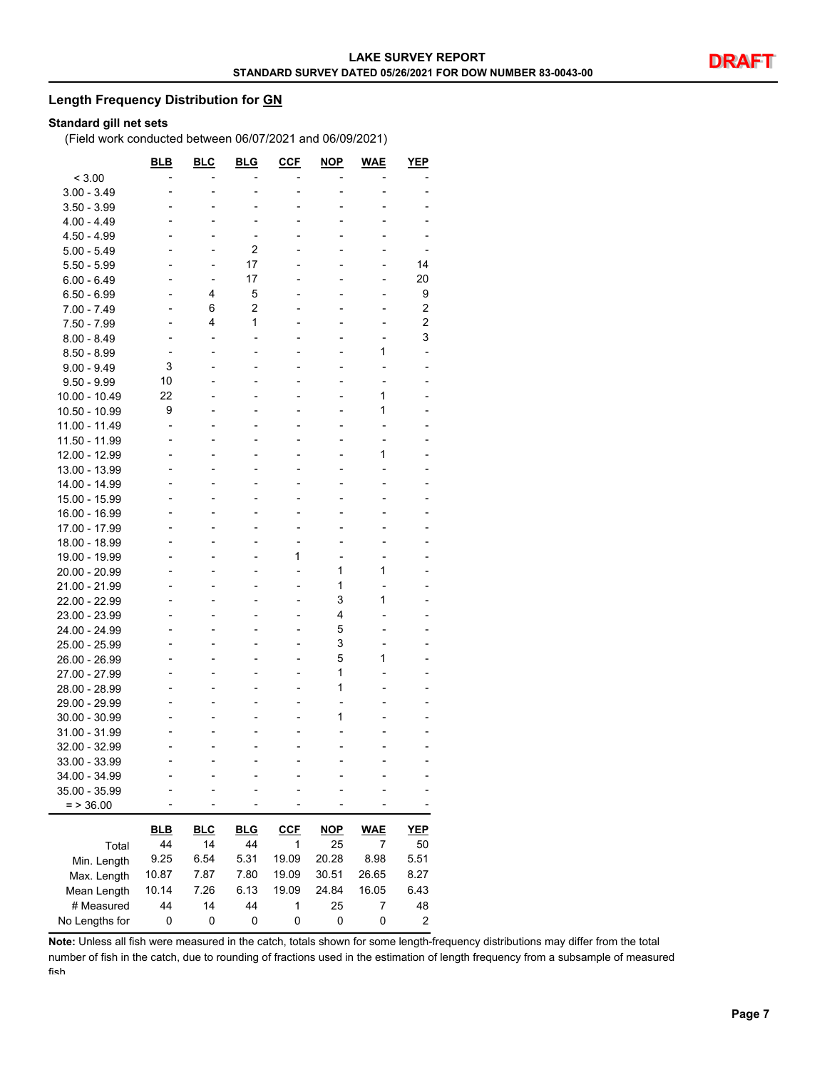## Length Frequency Distribution for GN

**Standard gill net sets**

(Field work conducted between 06/07/2021 and 06/09/2021)

| | BLB | BLC | BLG | CCF | NOP | WAE | YEP |
|---|---|---|---|---|---|---|---|
| < 3.00 | - | - | - | - | - | - | - |
| 3.00 - 3.49 | - | - | - | - | - | - | - |
| 3.50 - 3.99 | - | - | - | - | - | - | - |
| 4.00 - 4.49 | - | - | - | - | - | - | - |
| 4.50 - 4.99 | - | - | - | - | - | - | - |
| 5.00 - 5.49 | - | - | 2 | - | - | - | - |
| 5.50 - 5.99 | - | - | 17 | - | - | - | 14 |
| 6.00 - 6.49 | - | - | 17 | - | - | - | 20 |
| 6.50 - 6.99 | - | 4 | 5 | - | - | - | 9 |
| 7.00 - 7.49 | - | 6 | 2 | - | - | - | 2 |
| 7.50 - 7.99 | - | 4 | 1 | - | - | - | 2 |
| 8.00 - 8.49 | - | - | - | - | - | - | 3 |
| 8.50 - 8.99 | - | - | - | - | - | 1 | - |
| 9.00 - 9.49 | 3 | - | - | - | - | - | - |
| 9.50 - 9.99 | 10 | - | - | - | - | - | - |
| 10.00 - 10.49 | 22 | - | - | - | - | 1 | - |
| 10.50 - 10.99 | 9 | - | - | - | - | 1 | - |
| 11.00 - 11.49 | - | - | - | - | - | - | - |
| 11.50 - 11.99 | - | - | - | - | - | - | - |
| 12.00 - 12.99 | - | - | - | - | - | 1 | - |
| 13.00 - 13.99 | - | - | - | - | - | - | - |
| 14.00 - 14.99 | - | - | - | - | - | - | - |
| 15.00 - 15.99 | - | - | - | - | - | - | - |
| 16.00 - 16.99 | - | - | - | - | - | - | - |
| 17.00 - 17.99 | - | - | - | - | - | - | - |
| 18.00 - 18.99 | - | - | - | - | - | - | - |
| 19.00 - 19.99 | - | - | - | 1 | - | - | - |
| 20.00 - 20.99 | - | - | - | - | 1 | 1 | - |
| 21.00 - 21.99 | - | - | - | - | 1 | - | - |
| 22.00 - 22.99 | - | - | - | - | 3 | 1 | - |
| 23.00 - 23.99 | - | - | - | - | 4 | - | - |
| 24.00 - 24.99 | - | - | - | - | 5 | - | - |
| 25.00 - 25.99 | - | - | - | - | 3 | - | - |
| 26.00 - 26.99 | - | - | - | - | 5 | 1 | - |
| 27.00 - 27.99 | - | - | - | - | 1 | - | - |
| 28.00 - 28.99 | - | - | - | - | 1 | - | - |
| 29.00 - 29.99 | - | - | - | - | - | - | - |
| 30.00 - 30.99 | - | - | - | - | 1 | - | - |
| 31.00 - 31.99 | - | - | - | - | - | - | - |
| 32.00 - 32.99 | - | - | - | - | - | - | - |
| 33.00 - 33.99 | - | - | - | - | - | - | - |
| 34.00 - 34.99 | - | - | - | - | - | - | - |
| 35.00 - 35.99 | - | - | - | - | - | - | - |
| = > 36.00 | - | - | - | - | - | - | - |

| | BLB | BLC | BLG | CCF | NOP | WAE | YEP |
|---|---|---|---|---|---|---|---|
| Total | 44 | 14 | 44 | 1 | 25 | 7 | 50 |
| Min. Length | 9.25 | 6.54 | 5.31 | 19.09 | 20.28 | 8.98 | 5.51 |
| Max. Length | 10.87 | 7.87 | 7.80 | 19.09 | 30.51 | 26.65 | 8.27 |
| Mean Length | 10.14 | 7.26 | 6.13 | 19.09 | 24.84 | 16.05 | 6.43 |
| # Measured | 44 | 14 | 44 | 1 | 25 | 7 | 48 |
| No Lengths for | 0 | 0 | 0 | 0 | 0 | 0 | 2 |

**Note:** Unless all fish were measured in the catch, totals shown for some length-frequency distributions may differ from the total number of fish in the catch, due to rounding of fractions used in the estimation of length frequency from a subsample of measured fish.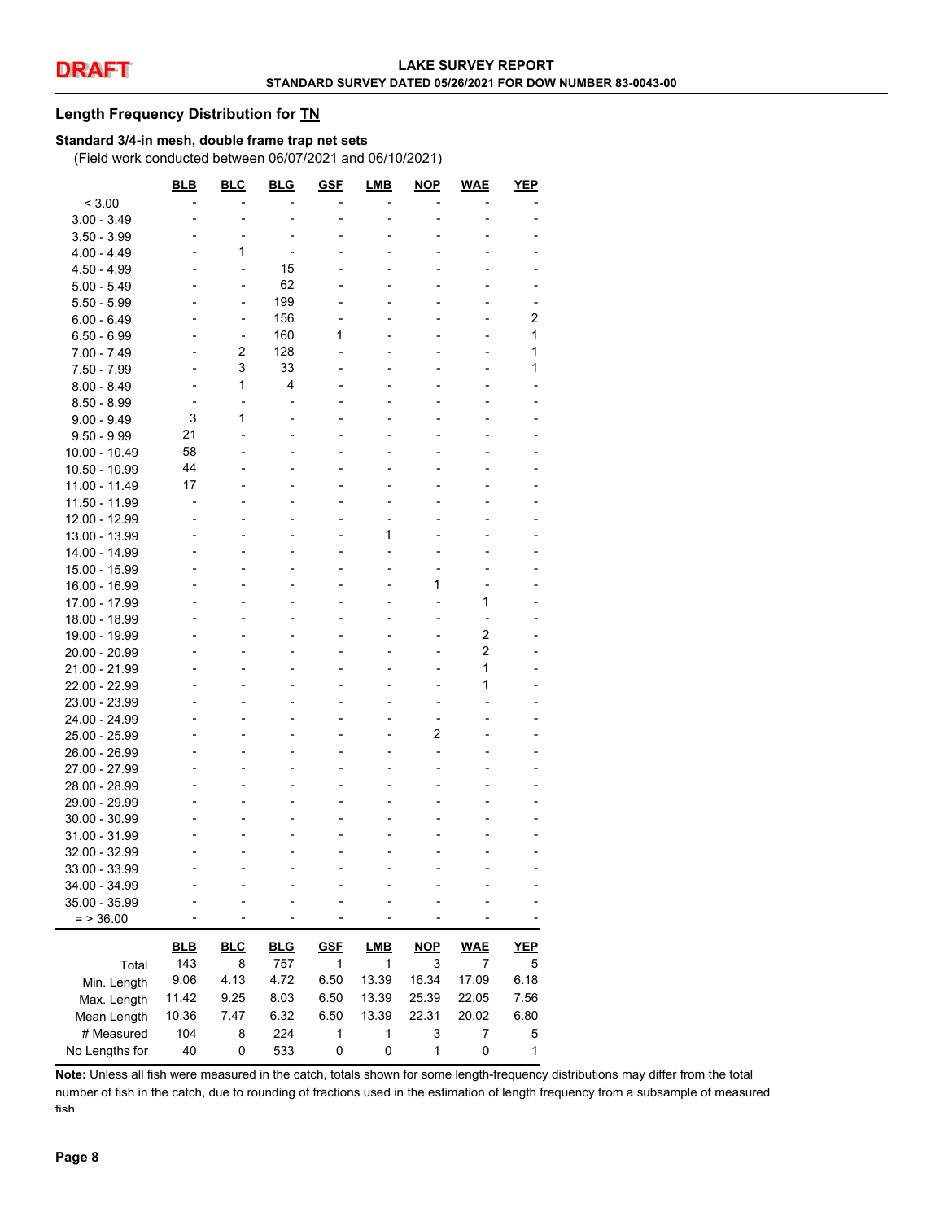**DRAFT**

**LAKE SURVEY REPORT**
**STANDARD SURVEY DATED 05/26/2021 FOR DOW NUMBER 83-0043-00**

### Length Frequency Distribution for TN

**Standard 3/4-in mesh, double frame trap net sets**

(Field work conducted between 06/07/2021 and 06/10/2021)

| | BLB | BLC | BLG | GSF | LMB | NOP | WAE | YEP |
|---|---|---|---|---|---|---|---|---|
| < 3.00 | - | - | - | - | - | - | - | - |
| 3.00 - 3.49 | - | - | - | - | - | - | - | - |
| 3.50 - 3.99 | - | - | - | - | - | - | - | - |
| 4.00 - 4.49 | - | 1 | - | - | - | - | - | - |
| 4.50 - 4.99 | - | - | 15 | - | - | - | - | - |
| 5.00 - 5.49 | - | - | 62 | - | - | - | - | - |
| 5.50 - 5.99 | - | - | 199 | - | - | - | - | - |
| 6.00 - 6.49 | - | - | 156 | - | - | - | - | 2 |
| 6.50 - 6.99 | - | - | 160 | 1 | - | - | - | 1 |
| 7.00 - 7.49 | - | 2 | 128 | - | - | - | - | 1 |
| 7.50 - 7.99 | - | 3 | 33 | - | - | - | - | 1 |
| 8.00 - 8.49 | - | 1 | 4 | - | - | - | - | - |
| 8.50 - 8.99 | - | - | - | - | - | - | - | - |
| 9.00 - 9.49 | 3 | 1 | - | - | - | - | - | - |
| 9.50 - 9.99 | 21 | - | - | - | - | - | - | - |
| 10.00 - 10.49 | 58 | - | - | - | - | - | - | - |
| 10.50 - 10.99 | 44 | - | - | - | - | - | - | - |
| 11.00 - 11.49 | 17 | - | - | - | - | - | - | - |
| 11.50 - 11.99 | - | - | - | - | - | - | - | - |
| 12.00 - 12.99 | - | - | - | - | - | - | - | - |
| 13.00 - 13.99 | - | - | - | - | 1 | - | - | - |
| 14.00 - 14.99 | - | - | - | - | - | - | - | - |
| 15.00 - 15.99 | - | - | - | - | - | - | - | - |
| 16.00 - 16.99 | - | - | - | - | - | 1 | - | - |
| 17.00 - 17.99 | - | - | - | - | - | - | 1 | - |
| 18.00 - 18.99 | - | - | - | - | - | - | - | - |
| 19.00 - 19.99 | - | - | - | - | - | - | 2 | - |
| 20.00 - 20.99 | - | - | - | - | - | - | 2 | - |
| 21.00 - 21.99 | - | - | - | - | - | - | 1 | - |
| 22.00 - 22.99 | - | - | - | - | - | - | 1 | - |
| 23.00 - 23.99 | - | - | - | - | - | - | - | - |
| 24.00 - 24.99 | - | - | - | - | - | - | - | - |
| 25.00 - 25.99 | - | - | - | - | - | 2 | - | - |
| 26.00 - 26.99 | - | - | - | - | - | - | - | - |
| 27.00 - 27.99 | - | - | - | - | - | - | - | - |
| 28.00 - 28.99 | - | - | - | - | - | - | - | - |
| 29.00 - 29.99 | - | - | - | - | - | - | - | - |
| 30.00 - 30.99 | - | - | - | - | - | - | - | - |
| 31.00 - 31.99 | - | - | - | - | - | - | - | - |
| 32.00 - 32.99 | - | - | - | - | - | - | - | - |
| 33.00 - 33.99 | - | - | - | - | - | - | - | - |
| 34.00 - 34.99 | - | - | - | - | - | - | - | - |
| 35.00 - 35.99 | - | - | - | - | - | - | - | - |
| = > 36.00 | - | - | - | - | - | - | - | - |

| | BLB | BLC | BLG | GSF | LMB | NOP | WAE | YEP |
|---|---|---|---|---|---|---|---|---|
| Total | 143 | 8 | 757 | 1 | 1 | 3 | 7 | 5 |
| Min. Length | 9.06 | 4.13 | 4.72 | 6.50 | 13.39 | 16.34 | 17.09 | 6.18 |
| Max. Length | 11.42 | 9.25 | 8.03 | 6.50 | 13.39 | 25.39 | 22.05 | 7.56 |
| Mean Length | 10.36 | 7.47 | 6.32 | 6.50 | 13.39 | 22.31 | 20.02 | 6.80 |
| # Measured | 104 | 8 | 224 | 1 | 1 | 3 | 7 | 5 |
| No Lengths for | 40 | 0 | 533 | 0 | 0 | 1 | 0 | 1 |

**Note:** Unless all fish were measured in the catch, totals shown for some length-frequency distributions may differ from the total number of fish in the catch, due to rounding of fractions used in the estimation of length frequency from a subsample of measured fish.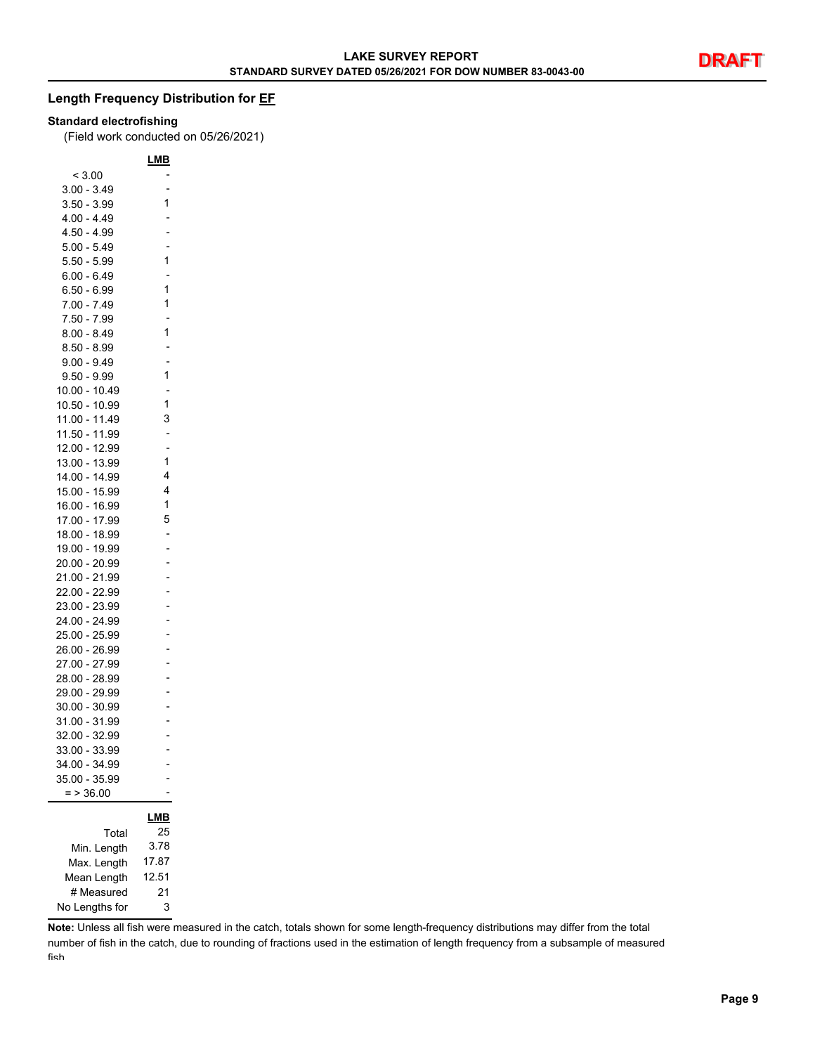# LAKE SURVEY REPORT

**STANDARD SURVEY DATED 05/26/2021 FOR DOW NUMBER 83-0043-00**

**DRAFT**

## Length Frequency Distribution for EF

### Standard electrofishing

(Field work conducted on 05/26/2021)

| | LMB |
|---|---|
| < 3.00 | - |
| 3.00 - 3.49 | - |
| 3.50 - 3.99 | 1 |
| 4.00 - 4.49 | - |
| 4.50 - 4.99 | - |
| 5.00 - 5.49 | - |
| 5.50 - 5.99 | 1 |
| 6.00 - 6.49 | - |
| 6.50 - 6.99 | 1 |
| 7.00 - 7.49 | 1 |
| 7.50 - 7.99 | - |
| 8.00 - 8.49 | 1 |
| 8.50 - 8.99 | - |
| 9.00 - 9.49 | - |
| 9.50 - 9.99 | 1 |
| 10.00 - 10.49 | - |
| 10.50 - 10.99 | 1 |
| 11.00 - 11.49 | 3 |
| 11.50 - 11.99 | - |
| 12.00 - 12.99 | - |
| 13.00 - 13.99 | 1 |
| 14.00 - 14.99 | 4 |
| 15.00 - 15.99 | 4 |
| 16.00 - 16.99 | 1 |
| 17.00 - 17.99 | 5 |
| 18.00 - 18.99 | - |
| 19.00 - 19.99 | - |
| 20.00 - 20.99 | - |
| 21.00 - 21.99 | - |
| 22.00 - 22.99 | - |
| 23.00 - 23.99 | - |
| 24.00 - 24.99 | - |
| 25.00 - 25.99 | - |
| 26.00 - 26.99 | - |
| 27.00 - 27.99 | - |
| 28.00 - 28.99 | - |
| 29.00 - 29.99 | - |
| 30.00 - 30.99 | - |
| 31.00 - 31.99 | - |
| 32.00 - 32.99 | - |
| 33.00 - 33.99 | - |
| 34.00 - 34.99 | - |
| 35.00 - 35.99 | - |
| = > 36.00 | - |

| | LMB |
|---|---|
| Total | 25 |
| Min. Length | 3.78 |
| Max. Length | 17.87 |
| Mean Length | 12.51 |
| # Measured | 21 |
| No Lengths for | 3 |

**Note:** Unless all fish were measured in the catch, totals shown for some length-frequency distributions may differ from the total number of fish in the catch, due to rounding of fractions used in the estimation of length frequency from a subsample of measured fish.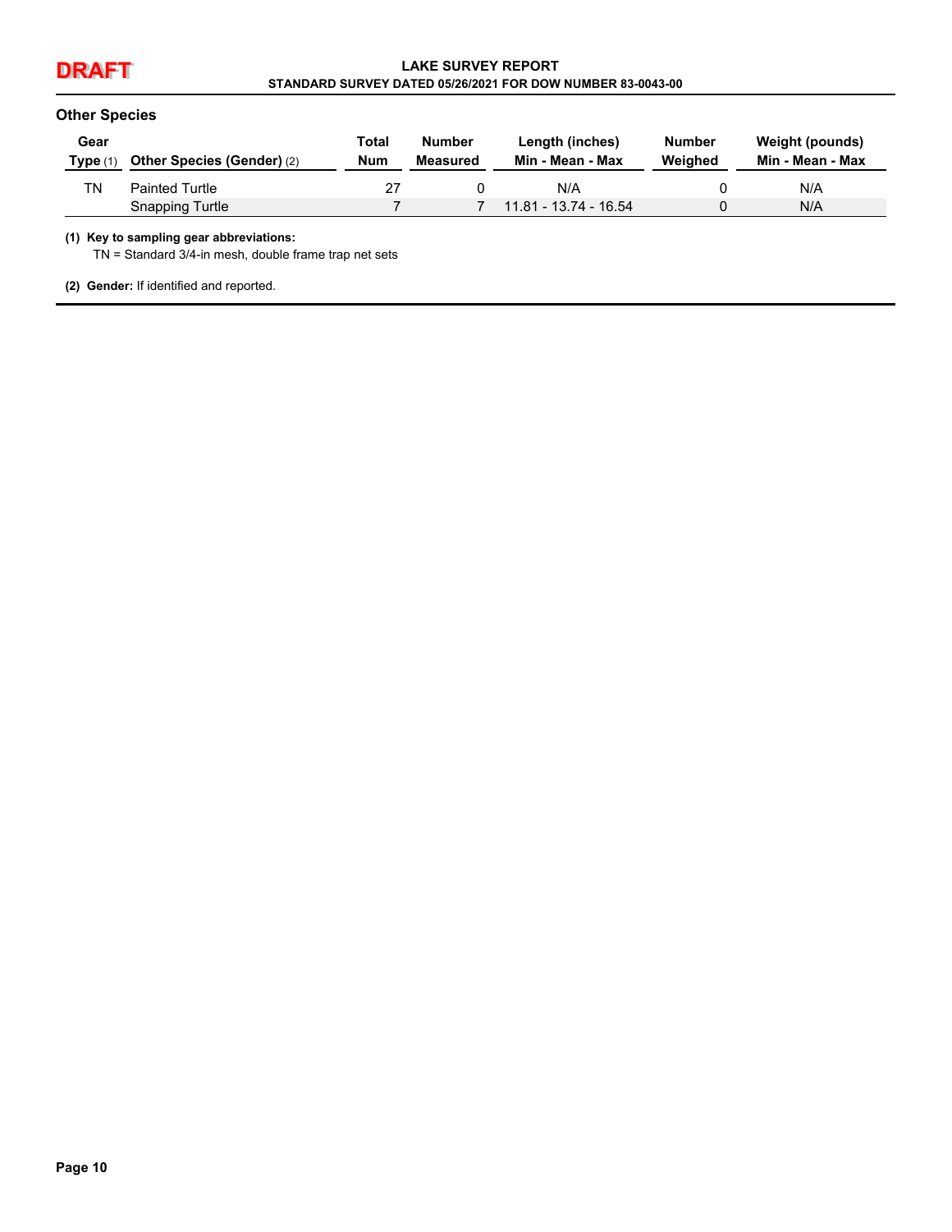## Other Species

| Gear Type (1) | Other Species (Gender) (2) | Total Num | Number Measured | Length (inches) Min - Mean - Max | Number Weighed | Weight (pounds) Min - Mean - Max |
|---|---|---|---|---|---|---|
| TN | Painted Turtle | 27 | 0 | N/A | 0 | N/A |
| | Snapping Turtle | 7 | 7 | 11.81 - 13.74 - 16.54 | 0 | N/A |

**(1) Key to sampling gear abbreviations:**
TN = Standard 3/4-in mesh, double frame trap net sets

**(2) Gender:** If identified and reported.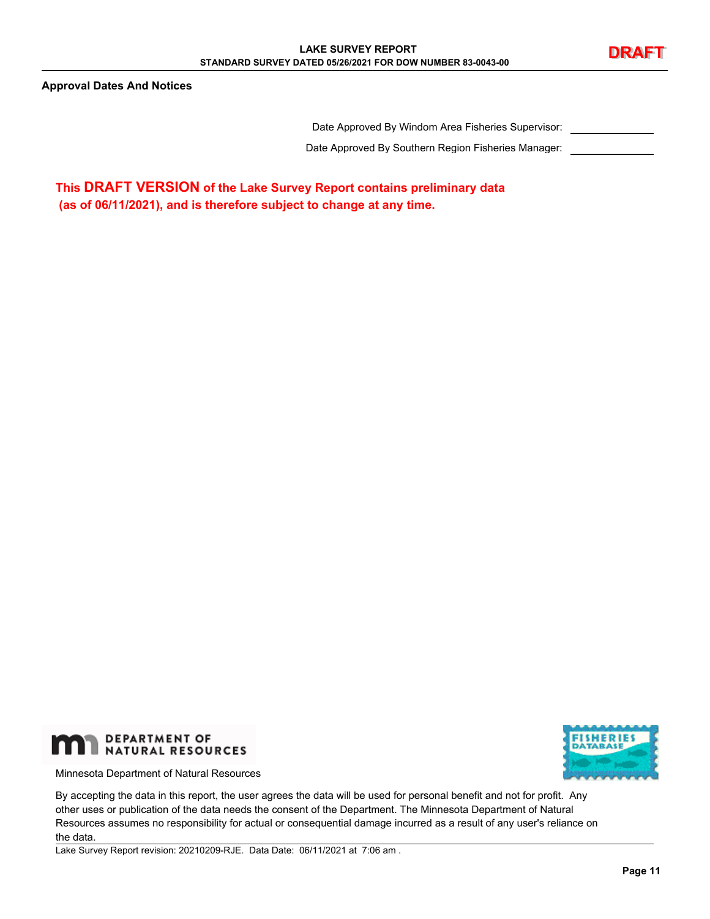## Approval Dates And Notices

Date Approved By Windom Area Fisheries Supervisor: \_\_\_\_\_\_\_\_\_\_

Date Approved By Southern Region Fisheries Manager: \_\_\_\_\_\_\_\_\_\_

**This DRAFT VERSION of the Lake Survey Report contains preliminary data (as of 06/11/2021), and is therefore subject to change at any time.**

Minnesota Department of Natural Resources

By accepting the data in this report, the user agrees the data will be used for personal benefit and not for profit. Any other uses or publication of the data needs the consent of the Department. The Minnesota Department of Natural Resources assumes no responsibility for actual or consequential damage incurred as a result of any user's reliance on the data.

Lake Survey Report revision: 20210209-RJE. Data Date: 06/11/2021 at 7:06 am .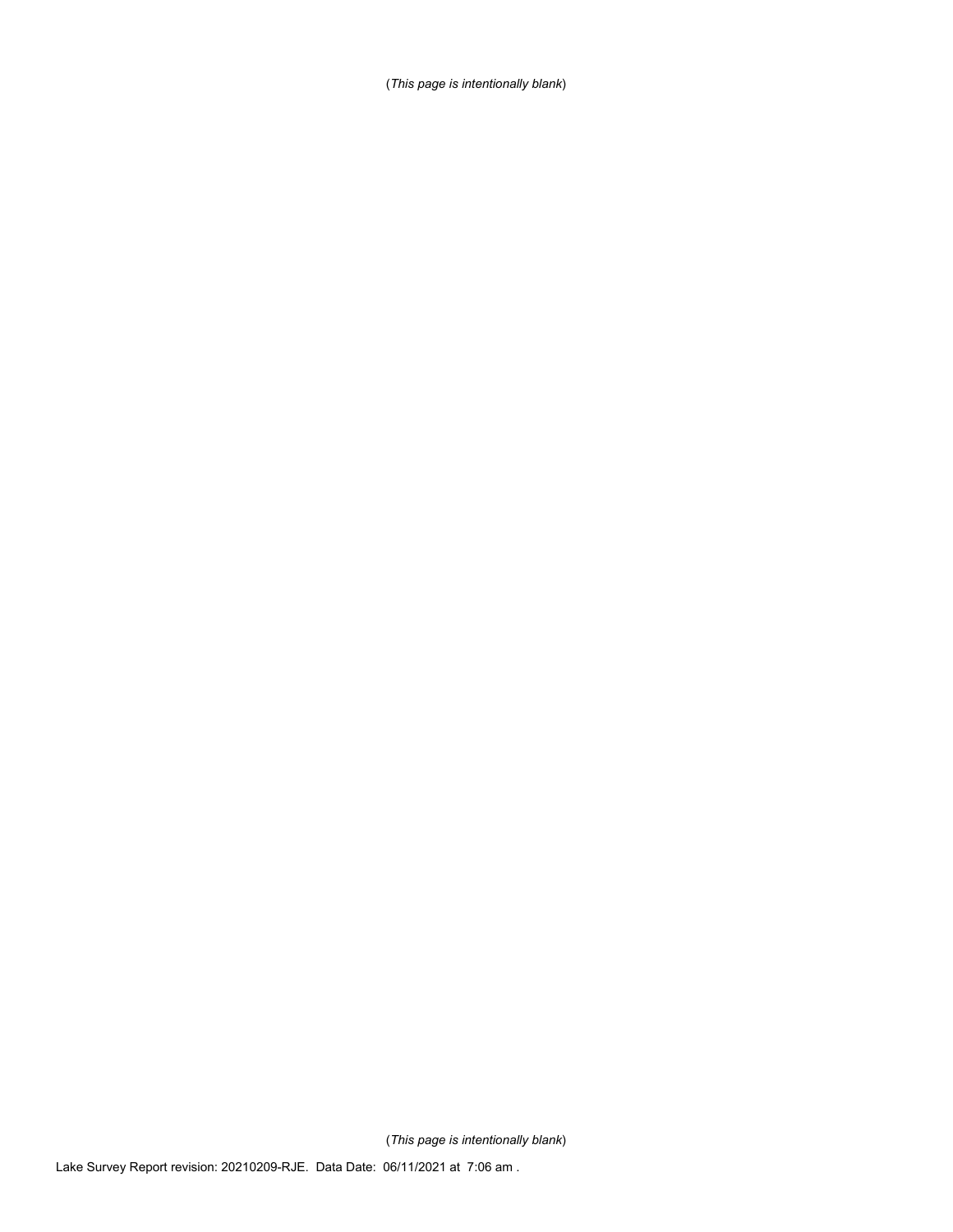(*This page is intentionally blank*)

(*This page is intentionally blank*)

Lake Survey Report revision: 20210209-RJE. Data Date: 06/11/2021 at 7:06 am .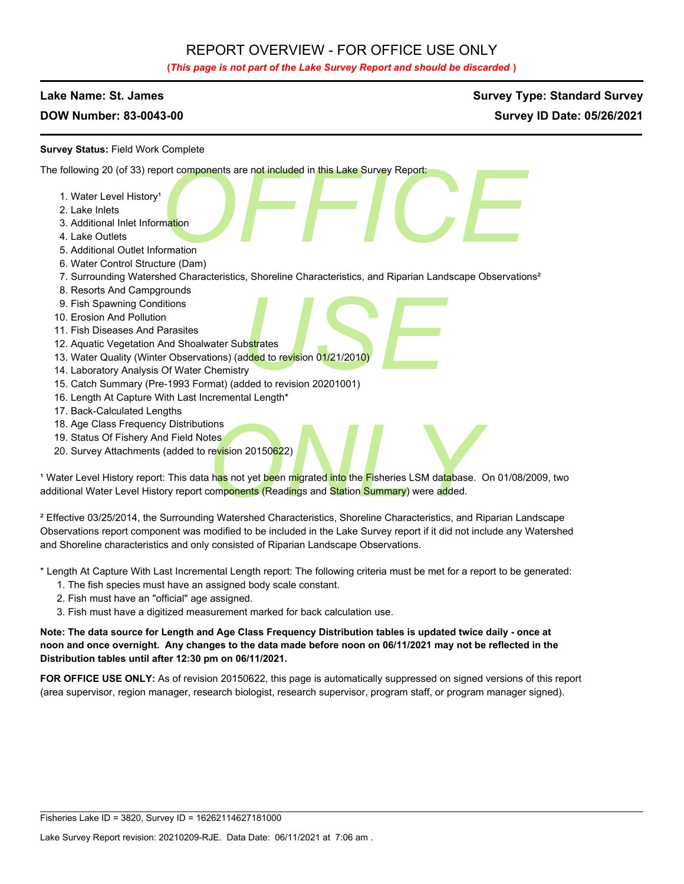# REPORT OVERVIEW - FOR OFFICE USE ONLY

**(*This page is not part of the Lake Survey Report and should be discarded* )**

**Lake Name: St. James** | **Survey Type: Standard Survey**

**DOW Number: 83-0043-00** | **Survey ID Date: 05/26/2021**

**Survey Status:** Field Work Complete

The following 20 (of 33) report components are not included in this Lake Survey Report:

1. Water Level History¹
2. Lake Inlets
3. Additional Inlet Information
4. Lake Outlets
5. Additional Outlet Information
6. Water Control Structure (Dam)
7. Surrounding Watershed Characteristics, Shoreline Characteristics, and Riparian Landscape Observations²
8. Resorts And Campgrounds
9. Fish Spawning Conditions
10. Erosion And Pollution
11. Fish Diseases And Parasites
12. Aquatic Vegetation And Shoalwater Substrates
13. Water Quality (Winter Observations) (added to revision 01/21/2010)
14. Laboratory Analysis Of Water Chemistry
15. Catch Summary (Pre-1993 Format) (added to revision 20201001)
16. Length At Capture With Last Incremental Length*
17. Back-Calculated Lengths
18. Age Class Frequency Distributions
19. Status Of Fishery And Field Notes
20. Survey Attachments (added to revision 20150622)

¹ Water Level History report: This data has not yet been migrated into the Fisheries LSM database. On 01/08/2009, two additional Water Level History report components (Readings and Station Summary) were added.

² Effective 03/25/2014, the Surrounding Watershed Characteristics, Shoreline Characteristics, and Riparian Landscape Observations report component was modified to be included in the Lake Survey report if it did not include any Watershed and Shoreline characteristics and only consisted of Riparian Landscape Observations.

* Length At Capture With Last Incremental Length report: The following criteria must be met for a report to be generated:

1. The fish species must have an assigned body scale constant.
2. Fish must have an "official" age assigned.
3. Fish must have a digitized measurement marked for back calculation use.

**Note: The data source for Length and Age Class Frequency Distribution tables is updated twice daily - once at noon and once overnight. Any changes to the data made before noon on 06/11/2021 may not be reflected in the Distribution tables until after 12:30 pm on 06/11/2021.**

**FOR OFFICE USE ONLY:** As of revision 20150622, this page is automatically suppressed on signed versions of this report (area supervisor, region manager, research biologist, research supervisor, program staff, or program manager signed).

Fisheries Lake ID = 3820, Survey ID = 16262114627181000

Lake Survey Report revision: 20210209-RJE. Data Date: 06/11/2021 at 7:06 am .